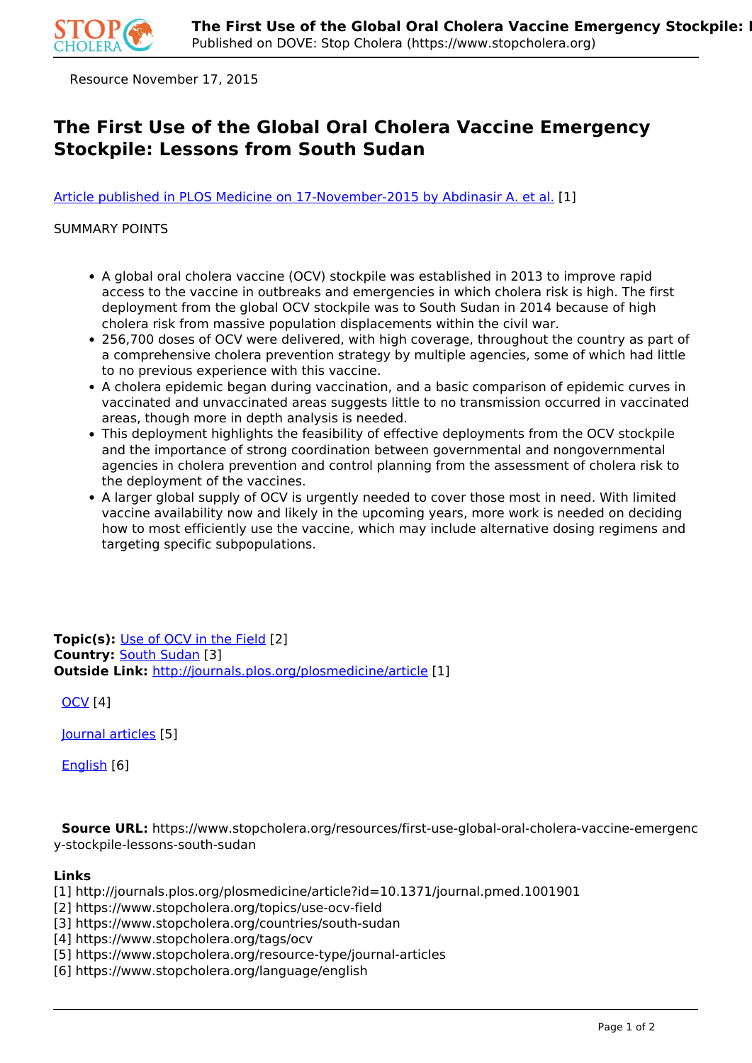Resource November 17, 2015

# The First Use of the Global Oral Cholera Vaccine Emergency Stockpile: Lessons from South Sudan

[Article published in PLOS Medicine on 17-November-2015 by Abdinasir A. et al.](http://journals.plos.org/plosmedicine/article?id=10.1371/journal.pmed.1001901) [1]

SUMMARY POINTS

- A global oral cholera vaccine (OCV) stockpile was established in 2013 to improve rapid access to the vaccine in outbreaks and emergencies in which cholera risk is high. The first deployment from the global OCV stockpile was to South Sudan in 2014 because of high cholera risk from massive population displacements within the civil war.
- 256,700 doses of OCV were delivered, with high coverage, throughout the country as part of a comprehensive cholera prevention strategy by multiple agencies, some of which had little to no previous experience with this vaccine.
- A cholera epidemic began during vaccination, and a basic comparison of epidemic curves in vaccinated and unvaccinated areas suggests little to no transmission occurred in vaccinated areas, though more in depth analysis is needed.
- This deployment highlights the feasibility of effective deployments from the OCV stockpile and the importance of strong coordination between governmental and nongovernmental agencies in cholera prevention and control planning from the assessment of cholera risk to the deployment of the vaccines.
- A larger global supply of OCV is urgently needed to cover those most in need. With limited vaccine availability now and likely in the upcoming years, more work is needed on deciding how to most efficiently use the vaccine, which may include alternative dosing regimens and targeting specific subpopulations.

**Topic(s):** [Use of OCV in the Field](https://www.stopcholera.org/topics/use-ocv-field) [2]
**Country:** [South Sudan](https://www.stopcholera.org/countries/south-sudan) [3]
**Outside Link:** [http://journals.plos.org/plosmedicine/article](http://journals.plos.org/plosmedicine/article?id=10.1371/journal.pmed.1001901) [1]

[OCV](https://www.stopcholera.org/tags/ocv) [4]

[Journal articles](https://www.stopcholera.org/resource-type/journal-articles) [5]

[English](https://www.stopcholera.org/language/english) [6]

**Source URL:** https://www.stopcholera.org/resources/first-use-global-oral-cholera-vaccine-emergency-stockpile-lessons-south-sudan

**Links**
[1] http://journals.plos.org/plosmedicine/article?id=10.1371/journal.pmed.1001901
[2] https://www.stopcholera.org/topics/use-ocv-field
[3] https://www.stopcholera.org/countries/south-sudan
[4] https://www.stopcholera.org/tags/ocv
[5] https://www.stopcholera.org/resource-type/journal-articles
[6] https://www.stopcholera.org/language/english